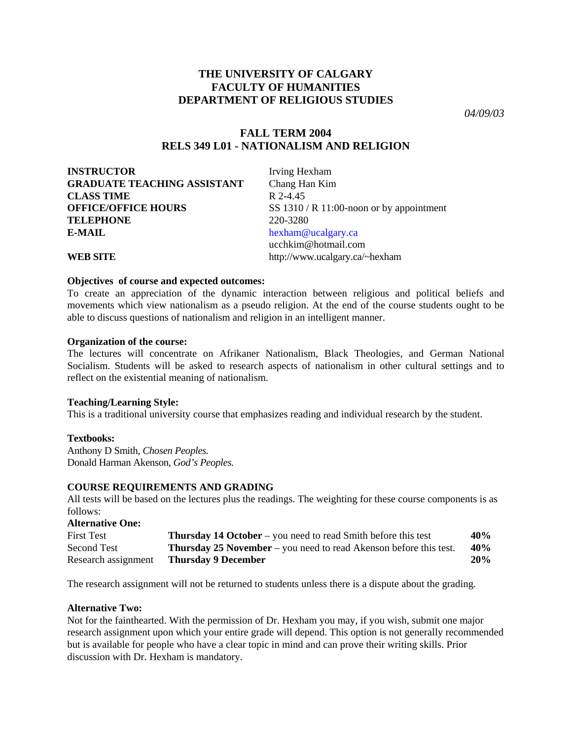**THE UNIVERSITY OF CALGARY**
**FACULTY OF HUMANITIES**
**DEPARTMENT OF RELIGIOUS STUDIES**

*04/09/03*

## FALL TERM 2004
## RELS 349 L01 - NATIONALISM AND RELIGION

| | |
|---|---|
| **INSTRUCTOR** | Irving Hexham |
| **GRADUATE TEACHING ASSISTANT** | Chang Han Kim |
| **CLASS TIME** | R 2-4.45 |
| **OFFICE/OFFICE HOURS** | SS 1310 / R 11:00-noon or by appointment |
| **TELEPHONE** | 220-3280 |
| **E-MAIL** | hexham@ucalgary.ca |
| | ucchkim@hotmail.com |
| **WEB SITE** | http://www.ucalgary.ca/~hexham |

**Objectives of course and expected outcomes:**
To create an appreciation of the dynamic interaction between religious and political beliefs and movements which view nationalism as a pseudo religion. At the end of the course students ought to be able to discuss questions of nationalism and religion in an intelligent manner.

**Organization of the course:**
The lectures will concentrate on Afrikaner Nationalism, Black Theologies, and German National Socialism. Students will be asked to research aspects of nationalism in other cultural settings and to reflect on the existential meaning of nationalism.

**Teaching/Learning Style:**
This is a traditional university course that emphasizes reading and individual research by the student.

**Textbooks:**
Anthony D Smith, *Chosen Peoples.*
Donald Harman Akenson, *God's Peoples.*

**COURSE REQUIREMENTS AND GRADING**
All tests will be based on the lectures plus the readings. The weighting for these course components is as follows:

**Alternative One:**

| | | |
|---|---|---|
| First Test | **Thursday 14 October** – you need to read Smith before this test | **40%** |
| Second Test | **Thursday 25 November** – you need to read Akenson before this test. | **40%** |
| Research assignment | **Thursday 9 December** | **20%** |

The research assignment will not be returned to students unless there is a dispute about the grading.

**Alternative Two:**
Not for the fainthearted. With the permission of Dr. Hexham you may, if you wish, submit one major research assignment upon which your entire grade will depend. This option is not generally recommended but is available for people who have a clear topic in mind and can prove their writing skills. Prior discussion with Dr. Hexham is mandatory.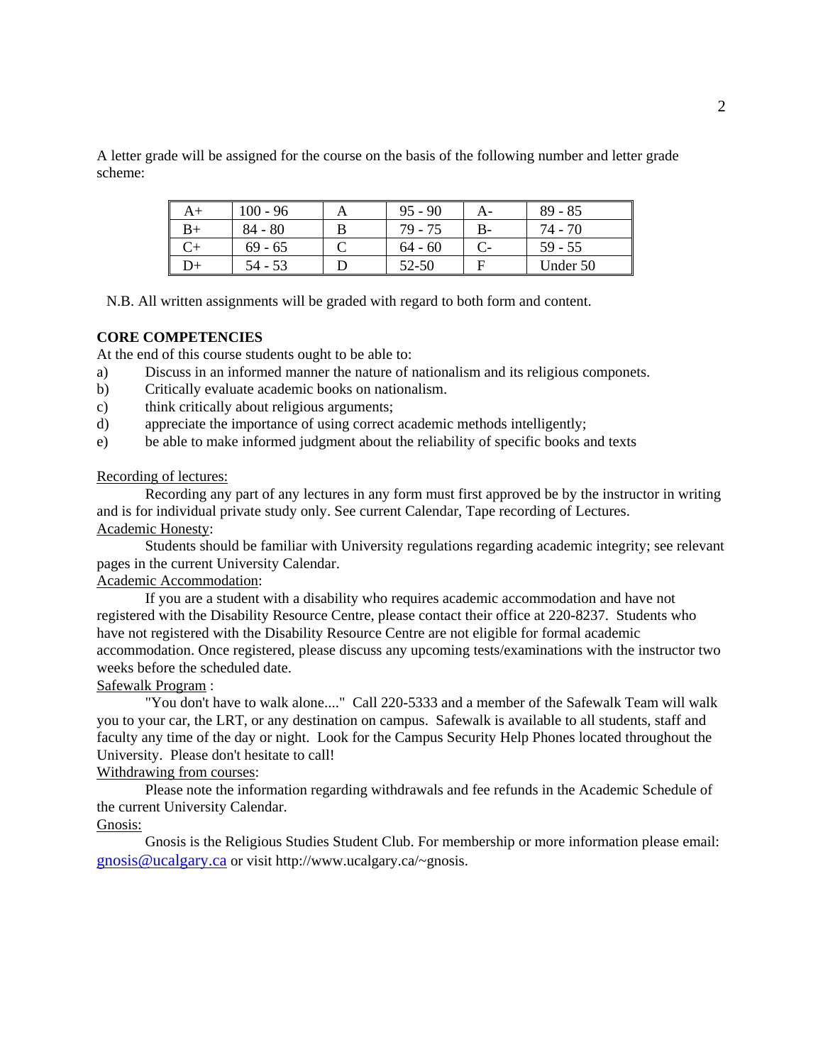A letter grade will be assigned for the course on the basis of the following number and letter grade scheme:

| | | | | | |
|---|---|---|---|---|---|
| A+ | 100 - 96 | A | 95 - 90 | A- | 89 - 85 |
| B+ | 84 - 80 | B | 79 - 75 | B- | 74 - 70 |
| C+ | 69 - 65 | C | 64 - 60 | C- | 59 - 55 |
| D+ | 54 - 53 | D | 52-50 | F | Under 50 |

N.B. All written assignments will be graded with regard to both form and content.

**CORE COMPETENCIES**

At the end of this course students ought to be able to:

a) Discuss in an informed manner the nature of nationalism and its religious componets.
b) Critically evaluate academic books on nationalism.
c) think critically about religious arguments;
d) appreciate the importance of using correct academic methods intelligently;
e) be able to make informed judgment about the reliability of specific books and texts

Recording of lectures:

Recording any part of any lectures in any form must first approved be by the instructor in writing and is for individual private study only. See current Calendar, Tape recording of Lectures.

Academic Honesty:

Students should be familiar with University regulations regarding academic integrity; see relevant pages in the current University Calendar.

Academic Accommodation:

If you are a student with a disability who requires academic accommodation and have not registered with the Disability Resource Centre, please contact their office at 220-8237. Students who have not registered with the Disability Resource Centre are not eligible for formal academic accommodation. Once registered, please discuss any upcoming tests/examinations with the instructor two weeks before the scheduled date.

Safewalk Program :

"You don't have to walk alone...." Call 220-5333 and a member of the Safewalk Team will walk you to your car, the LRT, or any destination on campus. Safewalk is available to all students, staff and faculty any time of the day or night. Look for the Campus Security Help Phones located throughout the University. Please don't hesitate to call!

Withdrawing from courses:

Please note the information regarding withdrawals and fee refunds in the Academic Schedule of the current University Calendar.

Gnosis:

Gnosis is the Religious Studies Student Club. For membership or more information please email: gnosis@ucalgary.ca or visit http://www.ucalgary.ca/~gnosis.